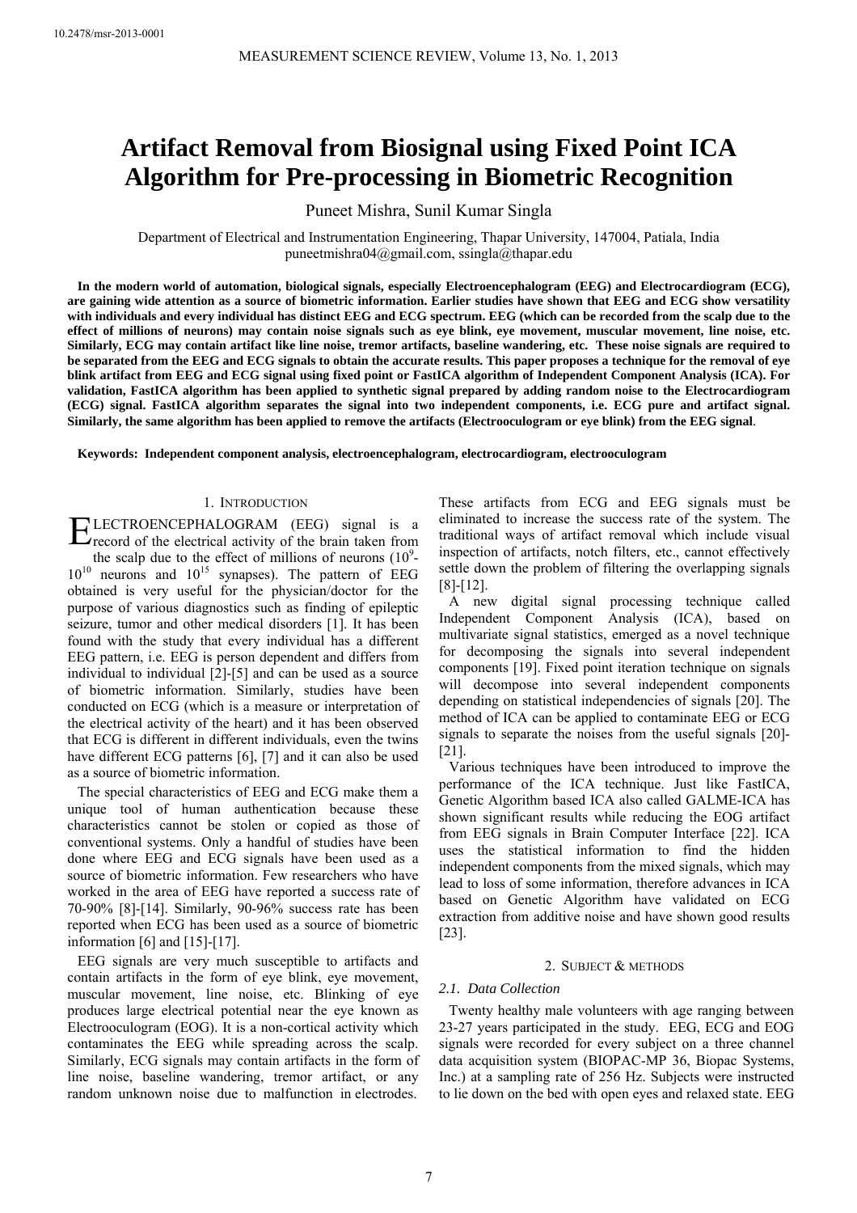# Artifact Removal from Biosignal using Fixed Point ICA Algorithm for Pre-processing in Biometric Recognition

Puneet Mishra, Sunil Kumar Singla

Department of Electrical and Instrumentation Engineering, Thapar University, 147004, Patiala, India
puneetmishra04@gmail.com, ssingla@thapar.edu

**In the modern world of automation, biological signals, especially Electroencephalogram (EEG) and Electrocardiogram (ECG), are gaining wide attention as a source of biometric information. Earlier studies have shown that EEG and ECG show versatility with individuals and every individual has distinct EEG and ECG spectrum. EEG (which can be recorded from the scalp due to the effect of millions of neurons) may contain noise signals such as eye blink, eye movement, muscular movement, line noise, etc. Similarly, ECG may contain artifact like line noise, tremor artifacts, baseline wandering, etc. These noise signals are required to be separated from the EEG and ECG signals to obtain the accurate results. This paper proposes a technique for the removal of eye blink artifact from EEG and ECG signal using fixed point or FastICA algorithm of Independent Component Analysis (ICA). For validation, FastICA algorithm has been applied to synthetic signal prepared by adding random noise to the Electrocardiogram (ECG) signal. FastICA algorithm separates the signal into two independent components, i.e. ECG pure and artifact signal. Similarly, the same algorithm has been applied to remove the artifacts (Electrooculogram or eye blink) from the EEG signal.**

**Keywords: Independent component analysis, electroencephalogram, electrocardiogram, electrooculogram**

## 1. Introduction

Electroencephalogram (EEG) signal is a record of the electrical activity of the brain taken from the scalp due to the effect of millions of neurons ($10^9$-$10^{10}$ neurons and $10^{15}$ synapses). The pattern of EEG obtained is very useful for the physician/doctor for the purpose of various diagnostics such as finding of epileptic seizure, tumor and other medical disorders [1]. It has been found with the study that every individual has a different EEG pattern, i.e. EEG is person dependent and differs from individual to individual [2]-[5] and can be used as a source of biometric information. Similarly, studies have been conducted on ECG (which is a measure or interpretation of the electrical activity of the heart) and it has been observed that ECG is different in different individuals, even the twins have different ECG patterns [6], [7] and it can also be used as a source of biometric information.

The special characteristics of EEG and ECG make them a unique tool of human authentication because these characteristics cannot be stolen or copied as those of conventional systems. Only a handful of studies have been done where EEG and ECG signals have been used as a source of biometric information. Few researchers who have worked in the area of EEG have reported a success rate of 70-90% [8]-[14]. Similarly, 90-96% success rate has been reported when ECG has been used as a source of biometric information [6] and [15]-[17].

EEG signals are very much susceptible to artifacts and contain artifacts in the form of eye blink, eye movement, muscular movement, line noise, etc. Blinking of eye produces large electrical potential near the eye known as Electrooculogram (EOG). It is a non-cortical activity which contaminates the EEG while spreading across the scalp. Similarly, ECG signals may contain artifacts in the form of line noise, baseline wandering, tremor artifact, or any random unknown noise due to malfunction in electrodes. These artifacts from ECG and EEG signals must be eliminated to increase the success rate of the system. The traditional ways of artifact removal which include visual inspection of artifacts, notch filters, etc., cannot effectively settle down the problem of filtering the overlapping signals [8]-[12].

A new digital signal processing technique called Independent Component Analysis (ICA), based on multivariate signal statistics, emerged as a novel technique for decomposing the signals into several independent components [19]. Fixed point iteration technique on signals will decompose into several independent components depending on statistical independencies of signals [20]. The method of ICA can be applied to contaminate EEG or ECG signals to separate the noises from the useful signals [20]-[21].

Various techniques have been introduced to improve the performance of the ICA technique. Just like FastICA, Genetic Algorithm based ICA also called GALME-ICA has shown significant results while reducing the EOG artifact from EEG signals in Brain Computer Interface [22]. ICA uses the statistical information to find the hidden independent components from the mixed signals, which may lead to loss of some information, therefore advances in ICA based on Genetic Algorithm have validated on ECG extraction from additive noise and have shown good results [23].

## 2. Subject & methods

### 2.1. Data Collection

Twenty healthy male volunteers with age ranging between 23-27 years participated in the study. EEG, ECG and EOG signals were recorded for every subject on a three channel data acquisition system (BIOPAC-MP 36, Biopac Systems, Inc.) at a sampling rate of 256 Hz. Subjects were instructed to lie down on the bed with open eyes and relaxed state. EEG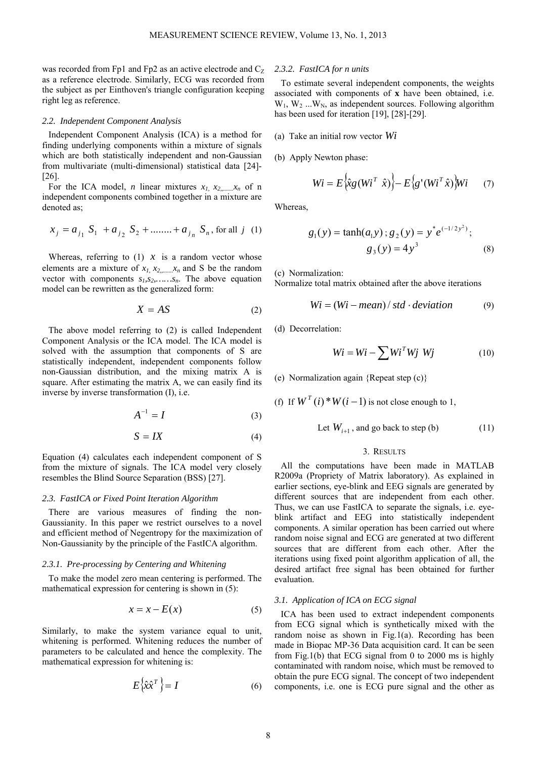was recorded from Fp1 and Fp2 as an active electrode and $C_Z$ as a reference electrode. Similarly, ECG was recorded from the subject as per Einthoven's triangle configuration keeping right leg as reference.

### 2.2. Independent Component Analysis

Independent Component Analysis (ICA) is a method for finding underlying components within a mixture of signals which are both statistically independent and non-Gaussian from multivariate (multi-dimensional) statistical data [24]-[26].

For the ICA model, *n* linear mixtures $x_1, x_2, \ldots, x_n$ of n independent components combined together in a mixture are denoted as;

$$x_j = a_{j1} S_1 + a_{j2} S_2 + \ldots\ldots + a_{jn} S_n \text{, for all } j \quad (1)$$

Whereas, referring to (1) $x$ is a random vector whose elements are a mixture of $x_1, x_2, \ldots, x_n$ and S be the random vector with components $s_1, s_2, \ldots\ldots s_n$. The above equation model can be rewritten as the generalized form:

$$X = AS \quad (2)$$

The above model referring to (2) is called Independent Component Analysis or the ICA model. The ICA model is solved with the assumption that components of S are statistically independent, independent components follow non-Gaussian distribution, and the mixing matrix A is square. After estimating the matrix A, we can easily find its inverse by inverse transformation (I), i.e.

$$A^{-1} = I \quad (3)$$

$$S = IX \quad (4)$$

Equation (4) calculates each independent component of S from the mixture of signals. The ICA model very closely resembles the Blind Source Separation (BSS) [27].

### 2.3. FastICA or Fixed Point Iteration Algorithm

There are various measures of finding the non-Gaussianity. In this paper we restrict ourselves to a novel and efficient method of Negentropy for the maximization of Non-Gaussianity by the principle of the FastICA algorithm.

#### 2.3.1. Pre-processing by Centering and Whitening

To make the model zero mean centering is performed. The mathematical expression for centering is shown in (5):

$$x = x - E(x) \quad (5)$$

Similarly, to make the system variance equal to unit, whitening is performed. Whitening reduces the number of parameters to be calculated and hence the complexity. The mathematical expression for whitening is:

$$E\{\hat{x}\hat{x}^T\} = I \quad (6)$$

#### 2.3.2. FastICA for n units

To estimate several independent components, the weights associated with components of **x** have been obtained, i.e. $W_1, W_2 \ldots W_N$, as independent sources. Following algorithm has been used for iteration [19], [28]-[29].

(a) Take an initial row vector $Wi$

(b) Apply Newton phase:

$$Wi = E\{\hat{x}g(Wi^T \hat{x})\} - E\{g'(Wi^T \hat{x})\}Wi \quad (7)$$

Whereas,

$$g_1(y) = \tanh(a_1 y)\,;\, g_2(y) = y^* e^{(-1/2y^2)}\,;$$
$$g_3(y) = 4y^3 \quad (8)$$

(c) Normalization:
Normalize total matrix obtained after the above iterations

$$Wi = (Wi - mean)/std \cdot deviation \quad (9)$$

(d) Decorrelation:

$$Wi = Wi - \sum Wi^T Wj\ Wj \quad (10)$$

(e) Normalization again {Repeat step (c)}

(f) If $W^T(i) * W(i-1)$ is not close enough to 1,

Let $W_{i+1}$, and go back to step (b) (11)

## 3. Results

All the computations have been made in MATLAB R2009a (Propriety of Matrix laboratory). As explained in earlier sections, eye-blink and EEG signals are generated by different sources that are independent from each other. Thus, we can use FastICA to separate the signals, i.e. eye-blink artifact and EEG into statistically independent components. A similar operation has been carried out where random noise signal and ECG are generated at two different sources that are different from each other. After the iterations using fixed point algorithm application of all, the desired artifact free signal has been obtained for further evaluation.

### 3.1. Application of ICA on ECG signal

ICA has been used to extract independent components from ECG signal which is synthetically mixed with the random noise as shown in Fig.1(a). Recording has been made in Biopac MP-36 Data acquisition card. It can be seen from Fig.1(b) that ECG signal from 0 to 2000 ms is highly contaminated with random noise, which must be removed to obtain the pure ECG signal. The concept of two independent components, i.e. one is ECG pure signal and the other as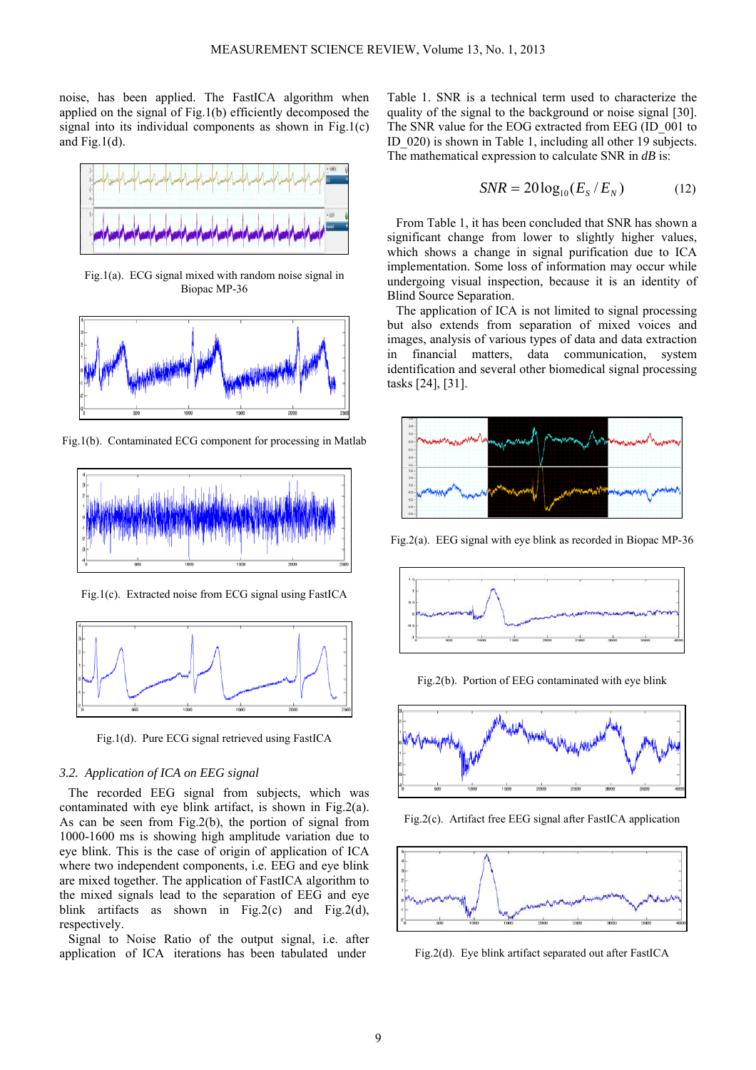noise, has been applied. The FastICA algorithm when applied on the signal of Fig.1(b) efficiently decomposed the signal into its individual components as shown in Fig.1(c) and Fig.1(d).

Fig.1(a). ECG signal mixed with random noise signal in Biopac MP-36

Fig.1(b). Contaminated ECG component for processing in Matlab

Fig.1(c). Extracted noise from ECG signal using FastICA

Fig.1(d). Pure ECG signal retrieved using FastICA

### 3.2. *Application of ICA on EEG signal*

The recorded EEG signal from subjects, which was contaminated with eye blink artifact, is shown in Fig.2(a). As can be seen from Fig.2(b), the portion of signal from 1000-1600 ms is showing high amplitude variation due to eye blink. This is the case of origin of application of ICA where two independent components, i.e. EEG and eye blink are mixed together. The application of FastICA algorithm to the mixed signals lead to the separation of EEG and eye blink artifacts as shown in Fig.2(c) and Fig.2(d), respectively.

Signal to Noise Ratio of the output signal, i.e. after application of ICA iterations has been tabulated under Table 1. SNR is a technical term used to characterize the quality of the signal to the background or noise signal [30]. The SNR value for the EOG extracted from EEG (ID_001 to ID_020) is shown in Table 1, including all other 19 subjects. The mathematical expression to calculate SNR in *dB* is:

$$SNR = 20\log_{10}(E_S / E_N) \tag{12}$$

From Table 1, it has been concluded that SNR has shown a significant change from lower to slightly higher values, which shows a change in signal purification due to ICA implementation. Some loss of information may occur while undergoing visual inspection, because it is an identity of Blind Source Separation.

The application of ICA is not limited to signal processing but also extends from separation of mixed voices and images, analysis of various types of data and data extraction in financial matters, data communication, system identification and several other biomedical signal processing tasks [24], [31].

Fig.2(a). EEG signal with eye blink as recorded in Biopac MP-36

Fig.2(b). Portion of EEG contaminated with eye blink

Fig.2(c). Artifact free EEG signal after FastICA application

Fig.2(d). Eye blink artifact separated out after FastICA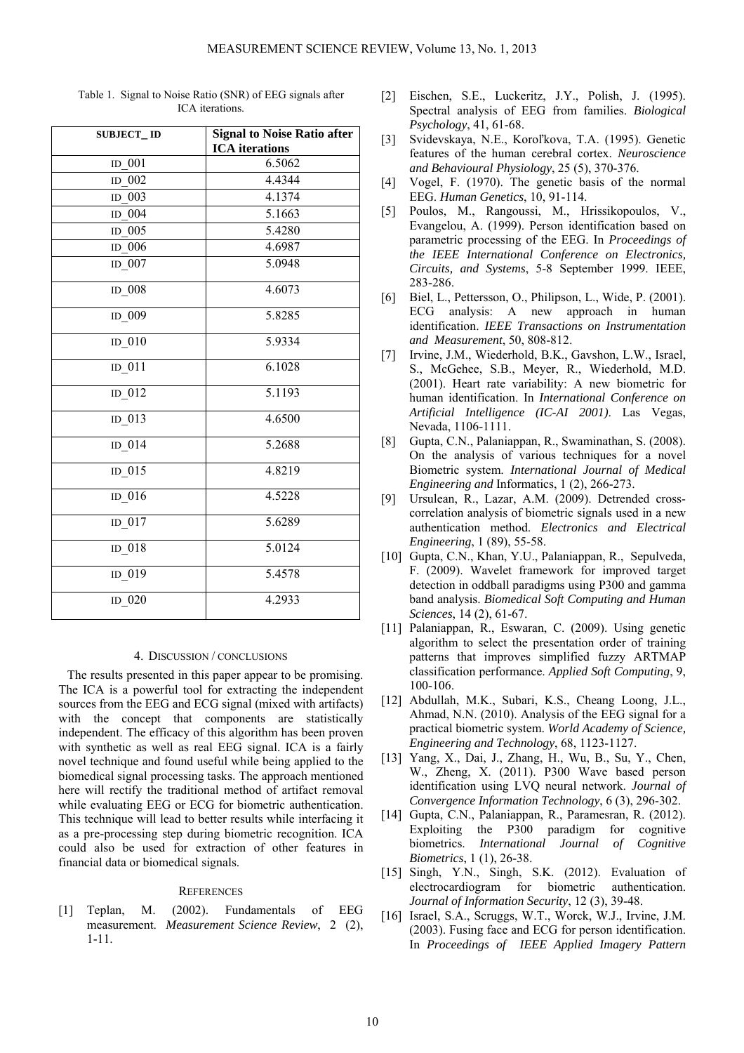Table 1. Signal to Noise Ratio (SNR) of EEG signals after ICA iterations.

| SUBJECT_ ID | Signal to Noise Ratio after ICA iterations |
|---|---|
| ID_001 | 6.5062 |
| ID_002 | 4.4344 |
| ID_003 | 4.1374 |
| ID_004 | 5.1663 |
| ID_005 | 5.4280 |
| ID_006 | 4.6987 |
| ID_007 | 5.0948 |
| ID_008 | 4.6073 |
| ID_009 | 5.8285 |
| ID_010 | 5.9334 |
| ID_011 | 6.1028 |
| ID_012 | 5.1193 |
| ID_013 | 4.6500 |
| ID_014 | 5.2688 |
| ID_015 | 4.8219 |
| ID_016 | 4.5228 |
| ID_017 | 5.6289 |
| ID_018 | 5.0124 |
| ID_019 | 5.4578 |
| ID_020 | 4.2933 |

## 4. DISCUSSION / CONCLUSIONS

The results presented in this paper appear to be promising. The ICA is a powerful tool for extracting the independent sources from the EEG and ECG signal (mixed with artifacts) with the concept that components are statistically independent. The efficacy of this algorithm has been proven with synthetic as well as real EEG signal. ICA is a fairly novel technique and found useful while being applied to the biomedical signal processing tasks. The approach mentioned here will rectify the traditional method of artifact removal while evaluating EEG or ECG for biometric authentication. This technique will lead to better results while interfacing it as a pre-processing step during biometric recognition. ICA could also be used for extraction of other features in financial data or biomedical signals.

## REFERENCES

[1] Teplan, M. (2002). Fundamentals of EEG measurement. *Measurement Science Review*, 2 (2), 1-11.

[2] Eischen, S.E., Luckeritz, J.Y., Polish, J. (1995). Spectral analysis of EEG from families. *Biological Psychology*, 41, 61-68.

[3] Svidevskaya, N.E., Korol'kova, T.A. (1995). Genetic features of the human cerebral cortex. *Neuroscience and Behavioural Physiology*, 25 (5), 370-376.

[4] Vogel, F. (1970). The genetic basis of the normal EEG. *Human Genetics*, 10, 91-114.

[5] Poulos, M., Rangoussi, M., Hrissikopoulos, V., Evangelou, A. (1999). Person identification based on parametric processing of the EEG. In *Proceedings of the IEEE International Conference on Electronics, Circuits, and Systems*, 5-8 September 1999. IEEE, 283-286.

[6] Biel, L., Pettersson, O., Philipson, L., Wide, P. (2001). ECG analysis: A new approach in human identification. *IEEE Transactions on Instrumentation and Measurement*, 50, 808-812.

[7] Irvine, J.M., Wiederhold, B.K., Gavshon, L.W., Israel, S., McGehee, S.B., Meyer, R., Wiederhold, M.D. (2001). Heart rate variability: A new biometric for human identification. In *International Conference on Artificial Intelligence (IC-AI 2001)*. Las Vegas, Nevada, 1106-1111.

[8] Gupta, C.N., Palaniappan, R., Swaminathan, S. (2008). On the analysis of various techniques for a novel Biometric system. *International Journal of Medical Engineering and* Informatics, 1 (2), 266-273.

[9] Ursulean, R., Lazar, A.M. (2009). Detrended cross-correlation analysis of biometric signals used in a new authentication method. *Electronics and Electrical Engineering*, 1 (89), 55-58.

[10] Gupta, C.N., Khan, Y.U., Palaniappan, R., Sepulveda, F. (2009). Wavelet framework for improved target detection in oddball paradigms using P300 and gamma band analysis. *Biomedical Soft Computing and Human Sciences*, 14 (2), 61-67.

[11] Palaniappan, R., Eswaran, C. (2009). Using genetic algorithm to select the presentation order of training patterns that improves simplified fuzzy ARTMAP classification performance. *Applied Soft Computing*, 9, 100-106.

[12] Abdullah, M.K., Subari, K.S., Cheang Loong, J.L., Ahmad, N.N. (2010). Analysis of the EEG signal for a practical biometric system. *World Academy of Science, Engineering and Technology*, 68, 1123-1127.

[13] Yang, X., Dai, J., Zhang, H., Wu, B., Su, Y., Chen, W., Zheng, X. (2011). P300 Wave based person identification using LVQ neural network. *Journal of Convergence Information Technology*, 6 (3), 296-302.

[14] Gupta, C.N., Palaniappan, R., Paramesran, R. (2012). Exploiting the P300 paradigm for cognitive biometrics. *International Journal of Cognitive Biometrics*, 1 (1), 26-38.

[15] Singh, Y.N., Singh, S.K. (2012). Evaluation of electrocardiogram for biometric authentication. *Journal of Information Security*, 12 (3), 39-48.

[16] Israel, S.A., Scruggs, W.T., Worck, W.J., Irvine, J.M. (2003). Fusing face and ECG for person identification. In *Proceedings of IEEE Applied Imagery Pattern*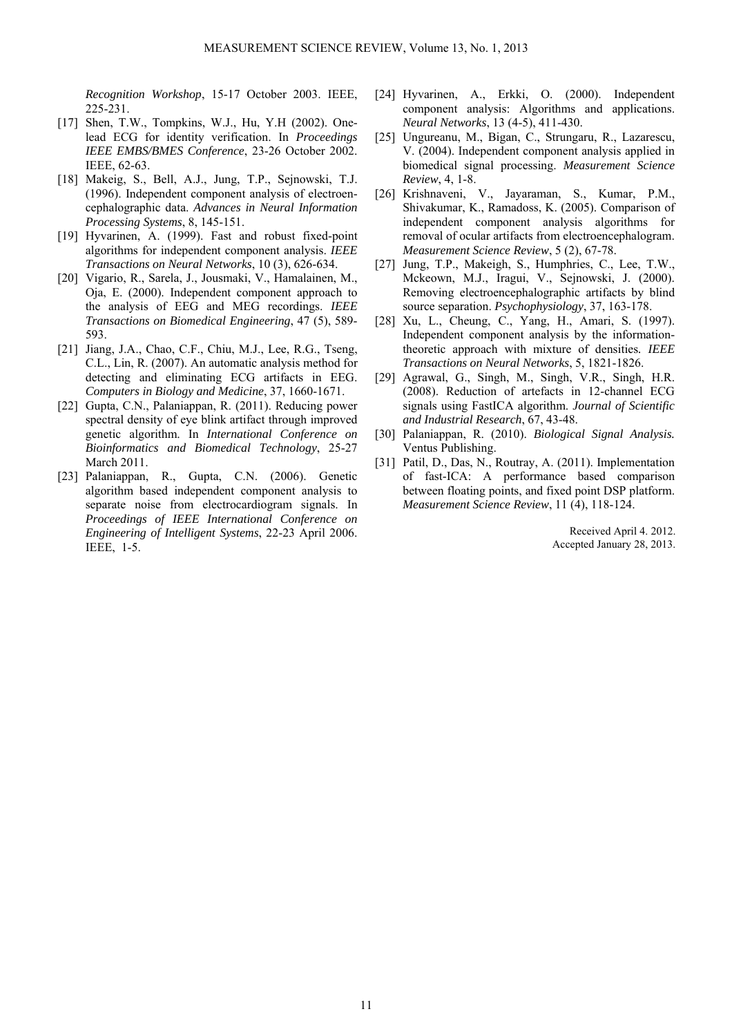*Recognition Workshop*, 15-17 October 2003. IEEE, 225-231.

[17] Shen, T.W., Tompkins, W.J., Hu, Y.H (2002). One-lead ECG for identity verification. In *Proceedings IEEE EMBS/BMES Conference*, 23-26 October 2002. IEEE, 62-63.

[18] Makeig, S., Bell, A.J., Jung, T.P., Sejnowski, T.J. (1996). Independent component analysis of electroencephalographic data. *Advances in Neural Information Processing Systems*, 8, 145-151.

[19] Hyvarinen, A. (1999). Fast and robust fixed-point algorithms for independent component analysis. *IEEE Transactions on Neural Networks*, 10 (3), 626-634.

[20] Vigario, R., Sarela, J., Jousmaki, V., Hamalainen, M., Oja, E. (2000). Independent component approach to the analysis of EEG and MEG recordings. *IEEE Transactions on Biomedical Engineering*, 47 (5), 589-593.

[21] Jiang, J.A., Chao, C.F., Chiu, M.J., Lee, R.G., Tseng, C.L., Lin, R. (2007). An automatic analysis method for detecting and eliminating ECG artifacts in EEG. *Computers in Biology and Medicine*, 37, 1660-1671.

[22] Gupta, C.N., Palaniappan, R. (2011). Reducing power spectral density of eye blink artifact through improved genetic algorithm. In *International Conference on Bioinformatics and Biomedical Technology*, 25-27 March 2011.

[23] Palaniappan, R., Gupta, C.N. (2006). Genetic algorithm based independent component analysis to separate noise from electrocardiogram signals. In *Proceedings of IEEE International Conference on Engineering of Intelligent Systems*, 22-23 April 2006. IEEE, 1-5.

[24] Hyvarinen, A., Erkki, O. (2000). Independent component analysis: Algorithms and applications. *Neural Networks*, 13 (4-5), 411-430.

[25] Ungureanu, M., Bigan, C., Strungaru, R., Lazarescu, V. (2004). Independent component analysis applied in biomedical signal processing. *Measurement Science Review*, 4, 1-8.

[26] Krishnaveni, V., Jayaraman, S., Kumar, P.M., Shivakumar, K., Ramadoss, K. (2005). Comparison of independent component analysis algorithms for removal of ocular artifacts from electroencephalogram. *Measurement Science Review*, 5 (2), 67-78.

[27] Jung, T.P., Makeigh, S., Humphries, C., Lee, T.W., Mckeown, M.J., Iragui, V., Sejnowski, J. (2000). Removing electroencephalographic artifacts by blind source separation. *Psychophysiology*, 37, 163-178.

[28] Xu, L., Cheung, C., Yang, H., Amari, S. (1997). Independent component analysis by the information-theoretic approach with mixture of densities. *IEEE Transactions on Neural Networks*, 5, 1821-1826.

[29] Agrawal, G., Singh, M., Singh, V.R., Singh, H.R. (2008). Reduction of artefacts in 12-channel ECG signals using FastICA algorithm. *Journal of Scientific and Industrial Research*, 67, 43-48.

[30] Palaniappan, R. (2010). *Biological Signal Analysis.* Ventus Publishing.

[31] Patil, D., Das, N., Routray, A. (2011). Implementation of fast-ICA: A performance based comparison between floating points, and fixed point DSP platform. *Measurement Science Review*, 11 (4), 118-124.

Received April 4. 2012.
Accepted January 28, 2013.